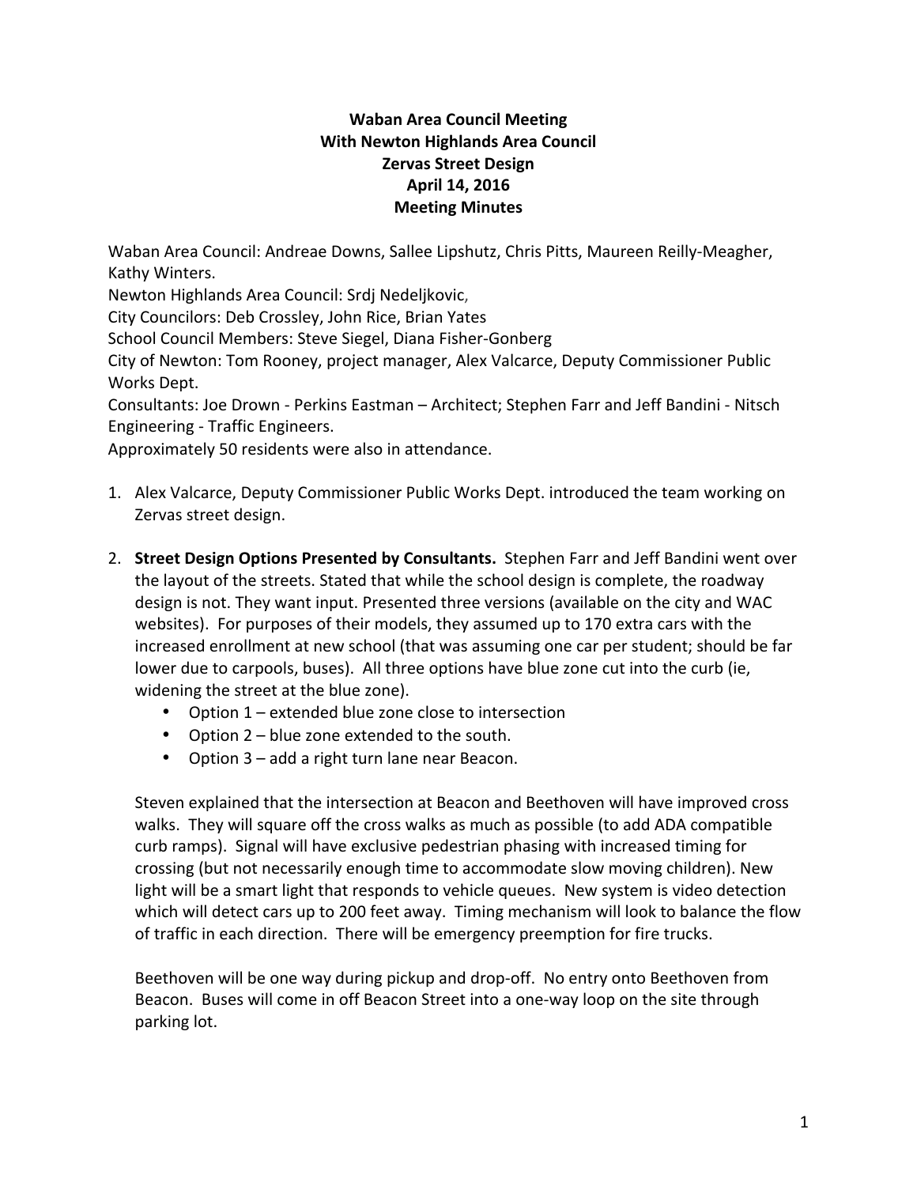# Waban Area Council Meeting
## With Newton Highlands Area Council
## Zervas Street Design
## April 14, 2016
## Meeting Minutes

Waban Area Council: Andreae Downs, Sallee Lipshutz, Chris Pitts, Maureen Reilly-Meagher, Kathy Winters.
Newton Highlands Area Council: Srdj Nedeljkovic,
City Councilors: Deb Crossley, John Rice, Brian Yates
School Council Members: Steve Siegel, Diana Fisher-Gonberg
City of Newton: Tom Rooney, project manager, Alex Valcarce, Deputy Commissioner Public Works Dept.
Consultants: Joe Drown - Perkins Eastman – Architect; Stephen Farr and Jeff Bandini - Nitsch Engineering - Traffic Engineers.
Approximately 50 residents were also in attendance.

1. Alex Valcarce, Deputy Commissioner Public Works Dept. introduced the team working on Zervas street design.

2. **Street Design Options Presented by Consultants.** Stephen Farr and Jeff Bandini went over the layout of the streets. Stated that while the school design is complete, the roadway design is not. They want input. Presented three versions (available on the city and WAC websites). For purposes of their models, they assumed up to 170 extra cars with the increased enrollment at new school (that was assuming one car per student; should be far lower due to carpools, buses). All three options have blue zone cut into the curb (ie, widening the street at the blue zone).
   - Option 1 – extended blue zone close to intersection
   - Option 2 – blue zone extended to the south.
   - Option 3 – add a right turn lane near Beacon.

   Steven explained that the intersection at Beacon and Beethoven will have improved cross walks. They will square off the cross walks as much as possible (to add ADA compatible curb ramps). Signal will have exclusive pedestrian phasing with increased timing for crossing (but not necessarily enough time to accommodate slow moving children). New light will be a smart light that responds to vehicle queues. New system is video detection which will detect cars up to 200 feet away. Timing mechanism will look to balance the flow of traffic in each direction. There will be emergency preemption for fire trucks.

   Beethoven will be one way during pickup and drop-off. No entry onto Beethoven from Beacon. Buses will come in off Beacon Street into a one-way loop on the site through parking lot.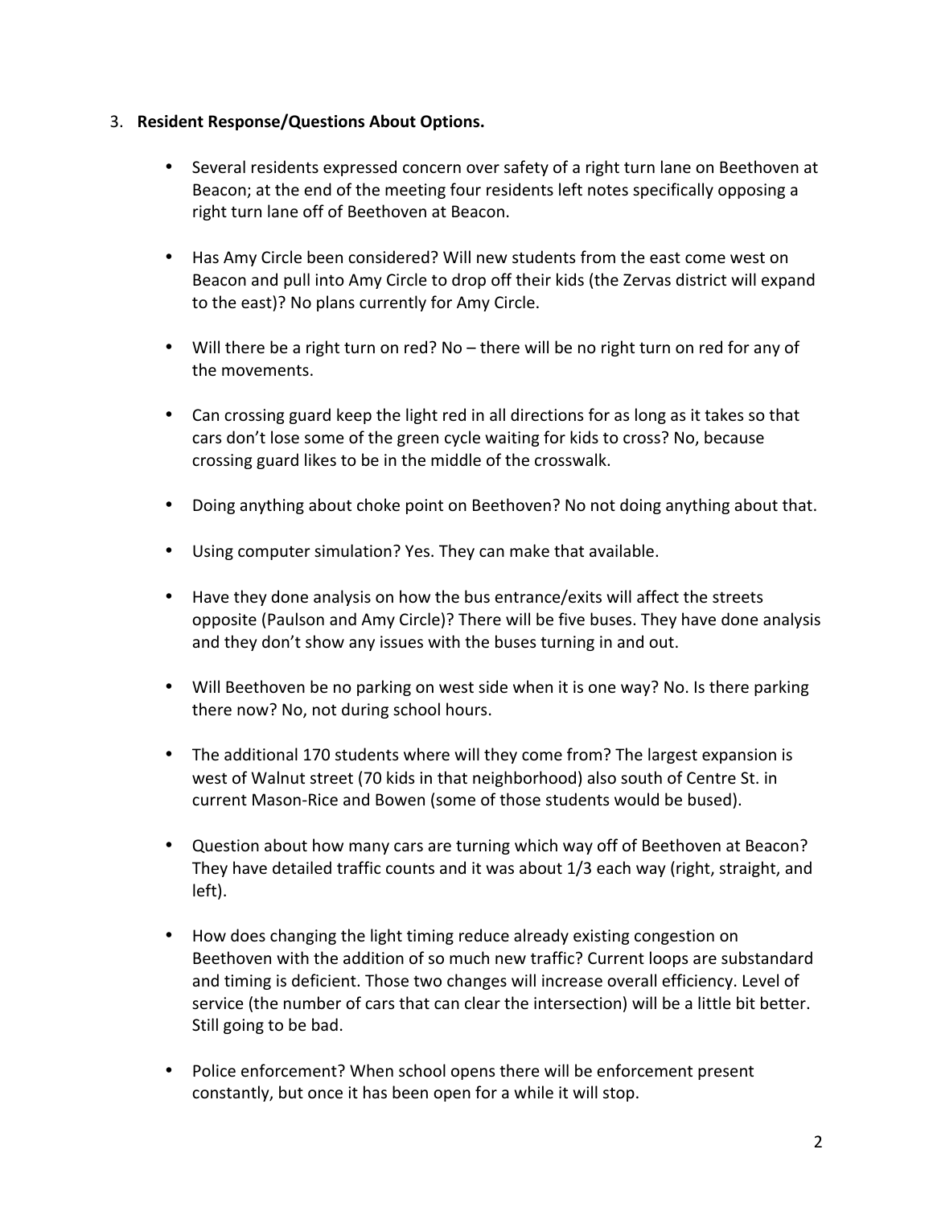3. **Resident Response/Questions About Options.**

    - Several residents expressed concern over safety of a right turn lane on Beethoven at Beacon; at the end of the meeting four residents left notes specifically opposing a right turn lane off of Beethoven at Beacon.

    - Has Amy Circle been considered? Will new students from the east come west on Beacon and pull into Amy Circle to drop off their kids (the Zervas district will expand to the east)? No plans currently for Amy Circle.

    - Will there be a right turn on red? No – there will be no right turn on red for any of the movements.

    - Can crossing guard keep the light red in all directions for as long as it takes so that cars don't lose some of the green cycle waiting for kids to cross? No, because crossing guard likes to be in the middle of the crosswalk.

    - Doing anything about choke point on Beethoven? No not doing anything about that.

    - Using computer simulation? Yes. They can make that available.

    - Have they done analysis on how the bus entrance/exits will affect the streets opposite (Paulson and Amy Circle)? There will be five buses. They have done analysis and they don't show any issues with the buses turning in and out.

    - Will Beethoven be no parking on west side when it is one way? No. Is there parking there now? No, not during school hours.

    - The additional 170 students where will they come from? The largest expansion is west of Walnut street (70 kids in that neighborhood) also south of Centre St. in current Mason-Rice and Bowen (some of those students would be bused).

    - Question about how many cars are turning which way off of Beethoven at Beacon? They have detailed traffic counts and it was about 1/3 each way (right, straight, and left).

    - How does changing the light timing reduce already existing congestion on Beethoven with the addition of so much new traffic? Current loops are substandard and timing is deficient. Those two changes will increase overall efficiency. Level of service (the number of cars that can clear the intersection) will be a little bit better. Still going to be bad.

    - Police enforcement? When school opens there will be enforcement present constantly, but once it has been open for a while it will stop.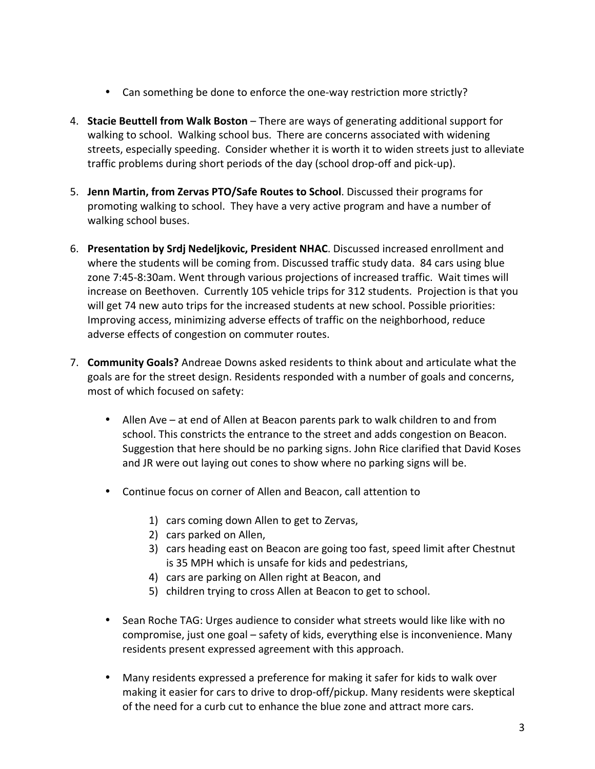- Can something be done to enforce the one-way restriction more strictly?

4. **Stacie Beuttell from Walk Boston** – There are ways of generating additional support for walking to school. Walking school bus. There are concerns associated with widening streets, especially speeding. Consider whether it is worth it to widen streets just to alleviate traffic problems during short periods of the day (school drop-off and pick-up).

5. **Jenn Martin, from Zervas PTO/Safe Routes to School**. Discussed their programs for promoting walking to school. They have a very active program and have a number of walking school buses.

6. **Presentation by Srdj Nedeljkovic, President NHAC**. Discussed increased enrollment and where the students will be coming from. Discussed traffic study data. 84 cars using blue zone 7:45-8:30am. Went through various projections of increased traffic. Wait times will increase on Beethoven. Currently 105 vehicle trips for 312 students. Projection is that you will get 74 new auto trips for the increased students at new school. Possible priorities: Improving access, minimizing adverse effects of traffic on the neighborhood, reduce adverse effects of congestion on commuter routes.

7. **Community Goals?** Andreae Downs asked residents to think about and articulate what the goals are for the street design. Residents responded with a number of goals and concerns, most of which focused on safety:

   - Allen Ave – at end of Allen at Beacon parents park to walk children to and from school. This constricts the entrance to the street and adds congestion on Beacon. Suggestion that here should be no parking signs. John Rice clarified that David Koses and JR were out laying out cones to show where no parking signs will be.

   - Continue focus on corner of Allen and Beacon, call attention to

     1) cars coming down Allen to get to Zervas,
     2) cars parked on Allen,
     3) cars heading east on Beacon are going too fast, speed limit after Chestnut is 35 MPH which is unsafe for kids and pedestrians,
     4) cars are parking on Allen right at Beacon, and
     5) children trying to cross Allen at Beacon to get to school.

   - Sean Roche TAG: Urges audience to consider what streets would like like with no compromise, just one goal – safety of kids, everything else is inconvenience. Many residents present expressed agreement with this approach.

   - Many residents expressed a preference for making it safer for kids to walk over making it easier for cars to drive to drop-off/pickup. Many residents were skeptical of the need for a curb cut to enhance the blue zone and attract more cars.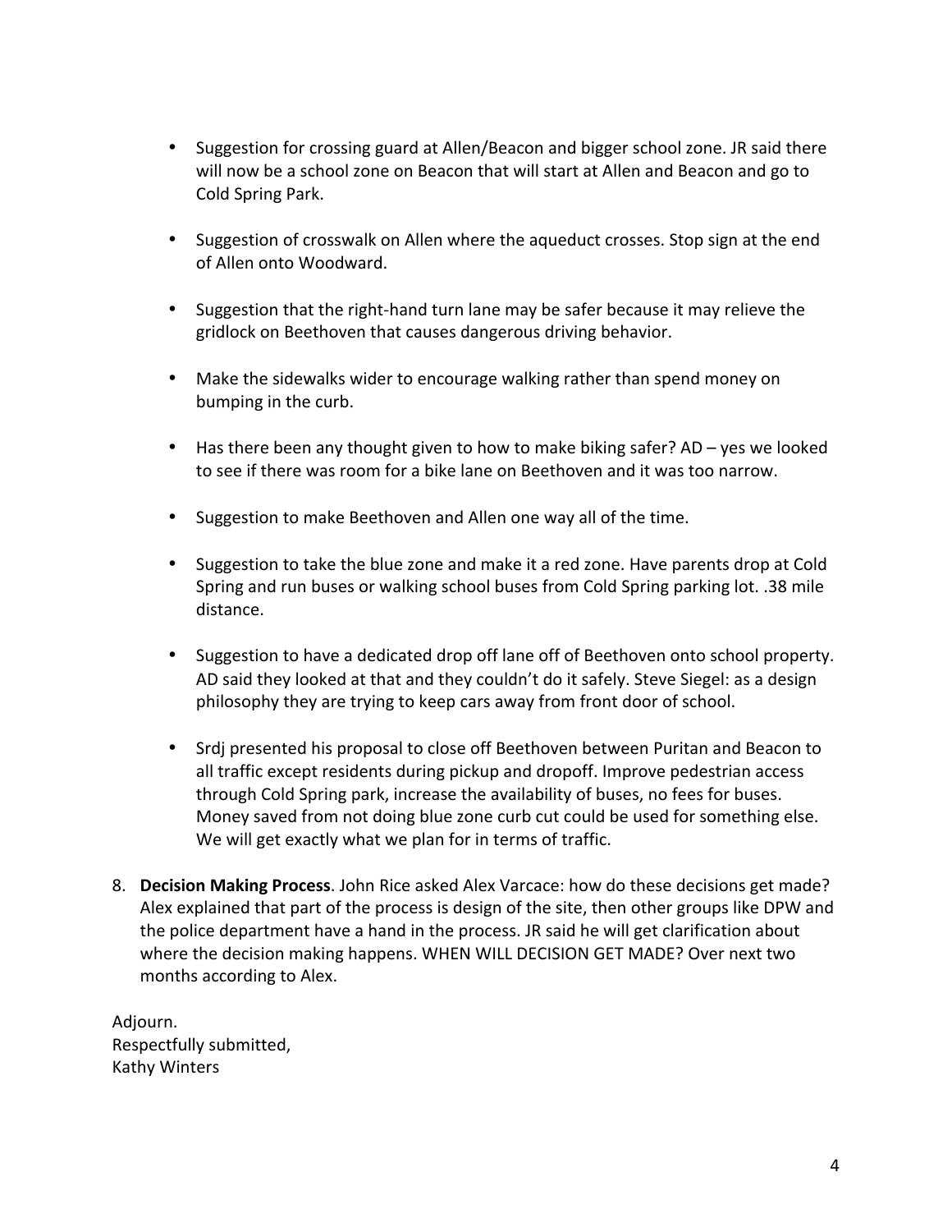- Suggestion for crossing guard at Allen/Beacon and bigger school zone. JR said there will now be a school zone on Beacon that will start at Allen and Beacon and go to Cold Spring Park.

- Suggestion of crosswalk on Allen where the aqueduct crosses. Stop sign at the end of Allen onto Woodward.

- Suggestion that the right-hand turn lane may be safer because it may relieve the gridlock on Beethoven that causes dangerous driving behavior.

- Make the sidewalks wider to encourage walking rather than spend money on bumping in the curb.

- Has there been any thought given to how to make biking safer? AD – yes we looked to see if there was room for a bike lane on Beethoven and it was too narrow.

- Suggestion to make Beethoven and Allen one way all of the time.

- Suggestion to take the blue zone and make it a red zone. Have parents drop at Cold Spring and run buses or walking school buses from Cold Spring parking lot. .38 mile distance.

- Suggestion to have a dedicated drop off lane off of Beethoven onto school property. AD said they looked at that and they couldn't do it safely. Steve Siegel: as a design philosophy they are trying to keep cars away from front door of school.

- Srdj presented his proposal to close off Beethoven between Puritan and Beacon to all traffic except residents during pickup and dropoff. Improve pedestrian access through Cold Spring park, increase the availability of buses, no fees for buses. Money saved from not doing blue zone curb cut could be used for something else. We will get exactly what we plan for in terms of traffic.

8. **Decision Making Process**. John Rice asked Alex Varcace: how do these decisions get made? Alex explained that part of the process is design of the site, then other groups like DPW and the police department have a hand in the process. JR said he will get clarification about where the decision making happens. WHEN WILL DECISION GET MADE? Over next two months according to Alex.

Adjourn.
Respectfully submitted,
Kathy Winters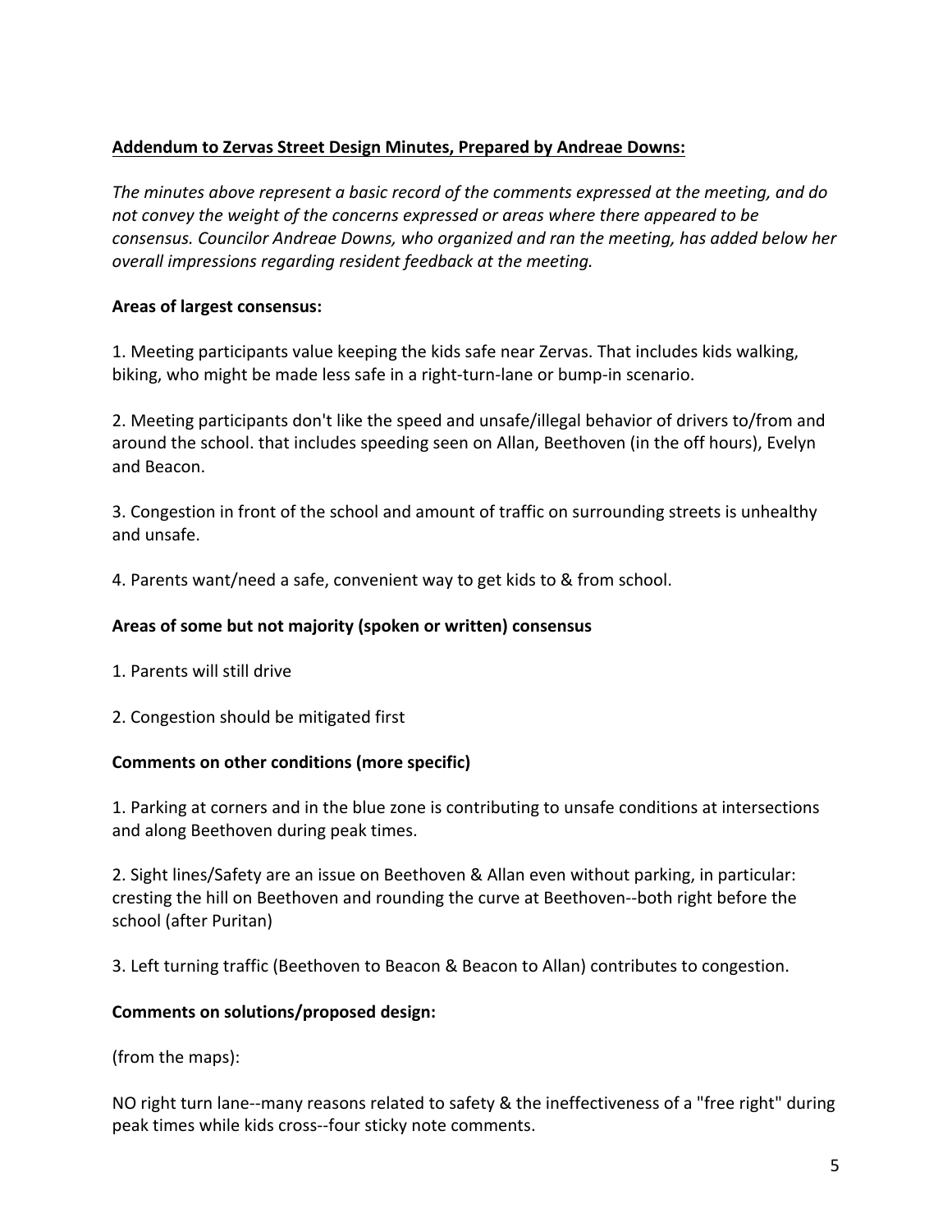**Addendum to Zervas Street Design Minutes, Prepared by Andreae Downs:**

*The minutes above represent a basic record of the comments expressed at the meeting, and do not convey the weight of the concerns expressed or areas where there appeared to be consensus. Councilor Andreae Downs, who organized and ran the meeting, has added below her overall impressions regarding resident feedback at the meeting.*

**Areas of largest consensus:**

1. Meeting participants value keeping the kids safe near Zervas. That includes kids walking, biking, who might be made less safe in a right-turn-lane or bump-in scenario.

2. Meeting participants don't like the speed and unsafe/illegal behavior of drivers to/from and around the school. that includes speeding seen on Allan, Beethoven (in the off hours), Evelyn and Beacon.

3. Congestion in front of the school and amount of traffic on surrounding streets is unhealthy and unsafe.

4. Parents want/need a safe, convenient way to get kids to & from school.

**Areas of some but not majority (spoken or written) consensus**

1. Parents will still drive

2. Congestion should be mitigated first

**Comments on other conditions (more specific)**

1. Parking at corners and in the blue zone is contributing to unsafe conditions at intersections and along Beethoven during peak times.

2. Sight lines/Safety are an issue on Beethoven & Allan even without parking, in particular: cresting the hill on Beethoven and rounding the curve at Beethoven--both right before the school (after Puritan)

3. Left turning traffic (Beethoven to Beacon & Beacon to Allan) contributes to congestion.

**Comments on solutions/proposed design:**

(from the maps):

NO right turn lane--many reasons related to safety & the ineffectiveness of a "free right" during peak times while kids cross--four sticky note comments.